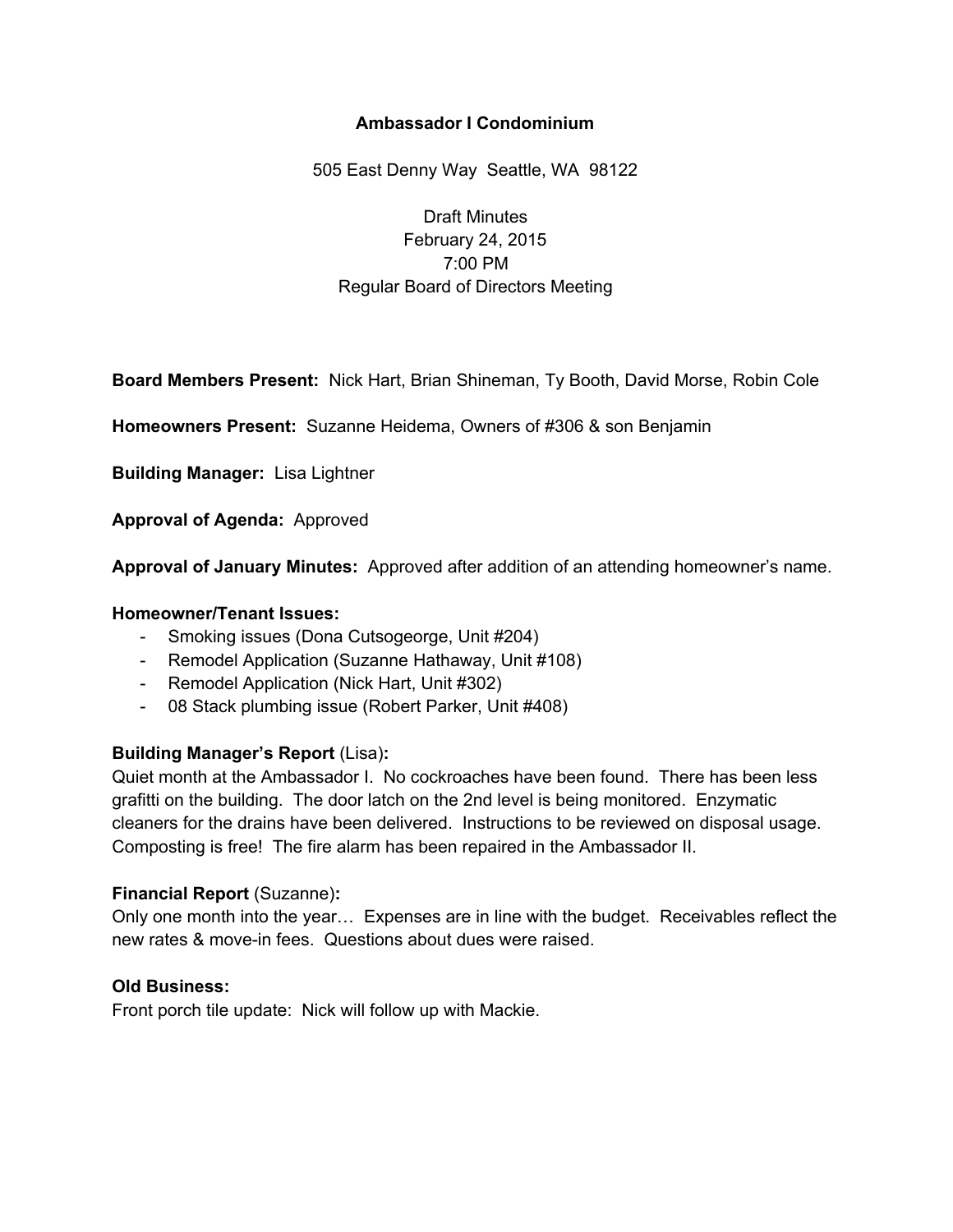**Ambassador I Condominium**

505 East Denny Way Seattle, WA 98122

Draft Minutes
February 24, 2015
7:00 PM
Regular Board of Directors Meeting

**Board Members Present:** Nick Hart, Brian Shineman, Ty Booth, David Morse, Robin Cole

**Homeowners Present:** Suzanne Heidema, Owners of #306 & son Benjamin

**Building Manager:** Lisa Lightner

**Approval of Agenda:** Approved

**Approval of January Minutes:** Approved after addition of an attending homeowner's name.

**Homeowner/Tenant Issues:**

- Smoking issues (Dona Cutsogeorge, Unit #204)
- Remodel Application (Suzanne Hathaway, Unit #108)
- Remodel Application (Nick Hart, Unit #302)
- 08 Stack plumbing issue (Robert Parker, Unit #408)

**Building Manager's Report** (Lisa)**:**
Quiet month at the Ambassador I. No cockroaches have been found. There has been less grafitti on the building. The door latch on the 2nd level is being monitored. Enzymatic cleaners for the drains have been delivered. Instructions to be reviewed on disposal usage. Composting is free! The fire alarm has been repaired in the Ambassador II.

**Financial Report** (Suzanne)**:**
Only one month into the year… Expenses are in line with the budget. Receivables reflect the new rates & move-in fees. Questions about dues were raised.

**Old Business:**
Front porch tile update: Nick will follow up with Mackie.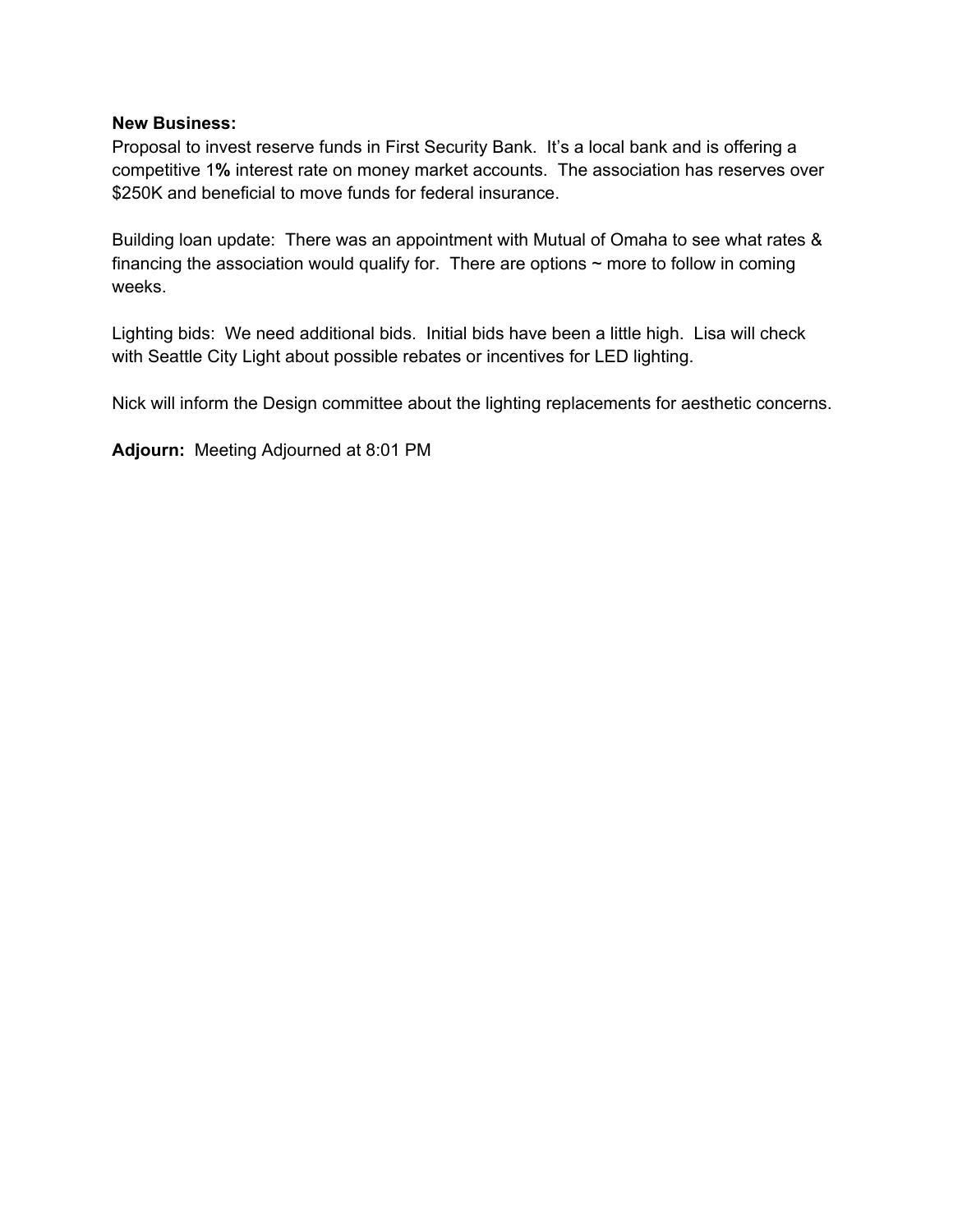**New Business:**
Proposal to invest reserve funds in First Security Bank. It's a local bank and is offering a competitive 1**%** interest rate on money market accounts. The association has reserves over $250K and beneficial to move funds for federal insurance.

Building loan update: There was an appointment with Mutual of Omaha to see what rates & financing the association would qualify for. There are options ~ more to follow in coming weeks.

Lighting bids: We need additional bids. Initial bids have been a little high. Lisa will check with Seattle City Light about possible rebates or incentives for LED lighting.

Nick will inform the Design committee about the lighting replacements for aesthetic concerns.

**Adjourn:** Meeting Adjourned at 8:01 PM